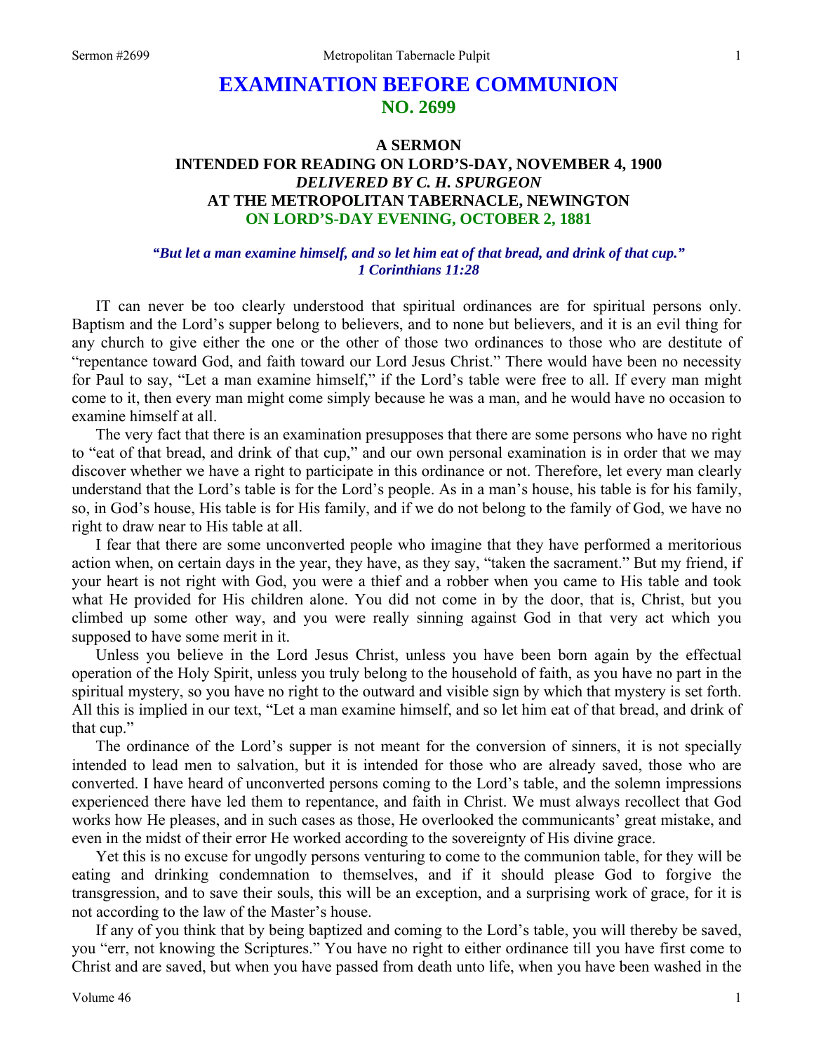# EXAMINATION BEFORE COMMUNION
## NO. 2699

### A SERMON
### INTENDED FOR READING ON LORD'S-DAY, NOVEMBER 4, 1900
### *DELIVERED BY C. H. SPURGEON*
### AT THE METROPOLITAN TABERNACLE, NEWINGTON
### ON LORD'S-DAY EVENING, OCTOBER 2, 1881

***"But let a man examine himself, and so let him eat of that bread, and drink of that cup." 1 Corinthians 11:28***

IT can never be too clearly understood that spiritual ordinances are for spiritual persons only. Baptism and the Lord's supper belong to believers, and to none but believers, and it is an evil thing for any church to give either the one or the other of those two ordinances to those who are destitute of "repentance toward God, and faith toward our Lord Jesus Christ." There would have been no necessity for Paul to say, "Let a man examine himself," if the Lord's table were free to all. If every man might come to it, then every man might come simply because he was a man, and he would have no occasion to examine himself at all.

The very fact that there is an examination presupposes that there are some persons who have no right to "eat of that bread, and drink of that cup," and our own personal examination is in order that we may discover whether we have a right to participate in this ordinance or not. Therefore, let every man clearly understand that the Lord's table is for the Lord's people. As in a man's house, his table is for his family, so, in God's house, His table is for His family, and if we do not belong to the family of God, we have no right to draw near to His table at all.

I fear that there are some unconverted people who imagine that they have performed a meritorious action when, on certain days in the year, they have, as they say, "taken the sacrament." But my friend, if your heart is not right with God, you were a thief and a robber when you came to His table and took what He provided for His children alone. You did not come in by the door, that is, Christ, but you climbed up some other way, and you were really sinning against God in that very act which you supposed to have some merit in it.

Unless you believe in the Lord Jesus Christ, unless you have been born again by the effectual operation of the Holy Spirit, unless you truly belong to the household of faith, as you have no part in the spiritual mystery, so you have no right to the outward and visible sign by which that mystery is set forth. All this is implied in our text, "Let a man examine himself, and so let him eat of that bread, and drink of that cup."

The ordinance of the Lord's supper is not meant for the conversion of sinners, it is not specially intended to lead men to salvation, but it is intended for those who are already saved, those who are converted. I have heard of unconverted persons coming to the Lord's table, and the solemn impressions experienced there have led them to repentance, and faith in Christ. We must always recollect that God works how He pleases, and in such cases as those, He overlooked the communicants' great mistake, and even in the midst of their error He worked according to the sovereignty of His divine grace.

Yet this is no excuse for ungodly persons venturing to come to the communion table, for they will be eating and drinking condemnation to themselves, and if it should please God to forgive the transgression, and to save their souls, this will be an exception, and a surprising work of grace, for it is not according to the law of the Master's house.

If any of you think that by being baptized and coming to the Lord's table, you will thereby be saved, you "err, not knowing the Scriptures." You have no right to either ordinance till you have first come to Christ and are saved, but when you have passed from death unto life, when you have been washed in the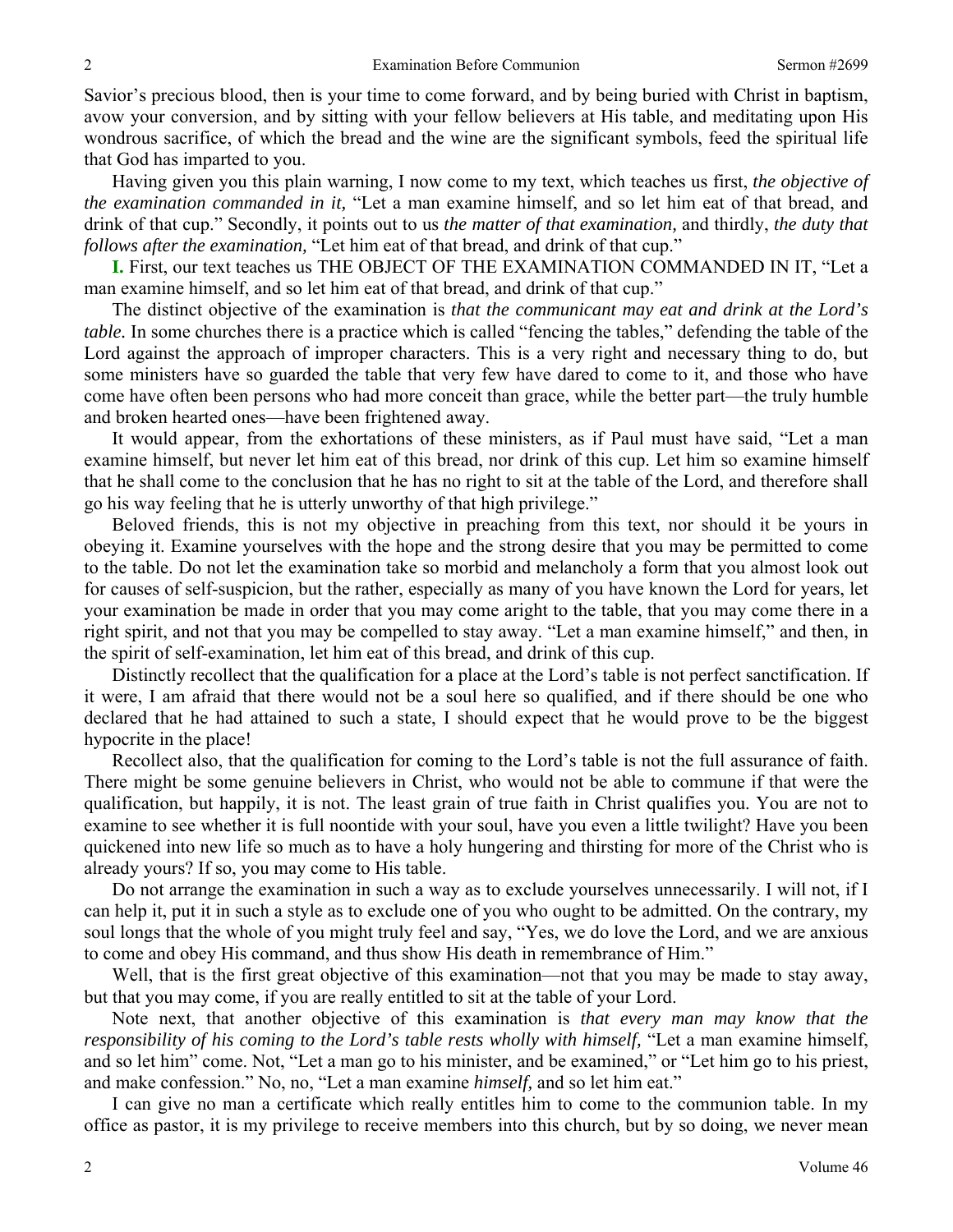Savior's precious blood, then is your time to come forward, and by being buried with Christ in baptism, avow your conversion, and by sitting with your fellow believers at His table, and meditating upon His wondrous sacrifice, of which the bread and the wine are the significant symbols, feed the spiritual life that God has imparted to you.

Having given you this plain warning, I now come to my text, which teaches us first, *the objective of the examination commanded in it,* "Let a man examine himself, and so let him eat of that bread, and drink of that cup." Secondly, it points out to us *the matter of that examination,* and thirdly, *the duty that follows after the examination,* "Let him eat of that bread, and drink of that cup."

**I.** First, our text teaches us THE OBJECT OF THE EXAMINATION COMMANDED IN IT, "Let a man examine himself, and so let him eat of that bread, and drink of that cup."

The distinct objective of the examination is *that the communicant may eat and drink at the Lord's table.* In some churches there is a practice which is called "fencing the tables," defending the table of the Lord against the approach of improper characters. This is a very right and necessary thing to do, but some ministers have so guarded the table that very few have dared to come to it, and those who have come have often been persons who had more conceit than grace, while the better part—the truly humble and broken hearted ones—have been frightened away.

It would appear, from the exhortations of these ministers, as if Paul must have said, "Let a man examine himself, but never let him eat of this bread, nor drink of this cup. Let him so examine himself that he shall come to the conclusion that he has no right to sit at the table of the Lord, and therefore shall go his way feeling that he is utterly unworthy of that high privilege."

Beloved friends, this is not my objective in preaching from this text, nor should it be yours in obeying it. Examine yourselves with the hope and the strong desire that you may be permitted to come to the table. Do not let the examination take so morbid and melancholy a form that you almost look out for causes of self-suspicion, but the rather, especially as many of you have known the Lord for years, let your examination be made in order that you may come aright to the table, that you may come there in a right spirit, and not that you may be compelled to stay away. "Let a man examine himself," and then, in the spirit of self-examination, let him eat of this bread, and drink of this cup.

Distinctly recollect that the qualification for a place at the Lord's table is not perfect sanctification. If it were, I am afraid that there would not be a soul here so qualified, and if there should be one who declared that he had attained to such a state, I should expect that he would prove to be the biggest hypocrite in the place!

Recollect also, that the qualification for coming to the Lord's table is not the full assurance of faith. There might be some genuine believers in Christ, who would not be able to commune if that were the qualification, but happily, it is not. The least grain of true faith in Christ qualifies you. You are not to examine to see whether it is full noontide with your soul, have you even a little twilight? Have you been quickened into new life so much as to have a holy hungering and thirsting for more of the Christ who is already yours? If so, you may come to His table.

Do not arrange the examination in such a way as to exclude yourselves unnecessarily. I will not, if I can help it, put it in such a style as to exclude one of you who ought to be admitted. On the contrary, my soul longs that the whole of you might truly feel and say, "Yes, we do love the Lord, and we are anxious to come and obey His command, and thus show His death in remembrance of Him."

Well, that is the first great objective of this examination—not that you may be made to stay away, but that you may come, if you are really entitled to sit at the table of your Lord.

Note next, that another objective of this examination is *that every man may know that the responsibility of his coming to the Lord's table rests wholly with himself,* "Let a man examine himself, and so let him" come. Not, "Let a man go to his minister, and be examined," or "Let him go to his priest, and make confession." No, no, "Let a man examine *himself,* and so let him eat."

I can give no man a certificate which really entitles him to come to the communion table. In my office as pastor, it is my privilege to receive members into this church, but by so doing, we never mean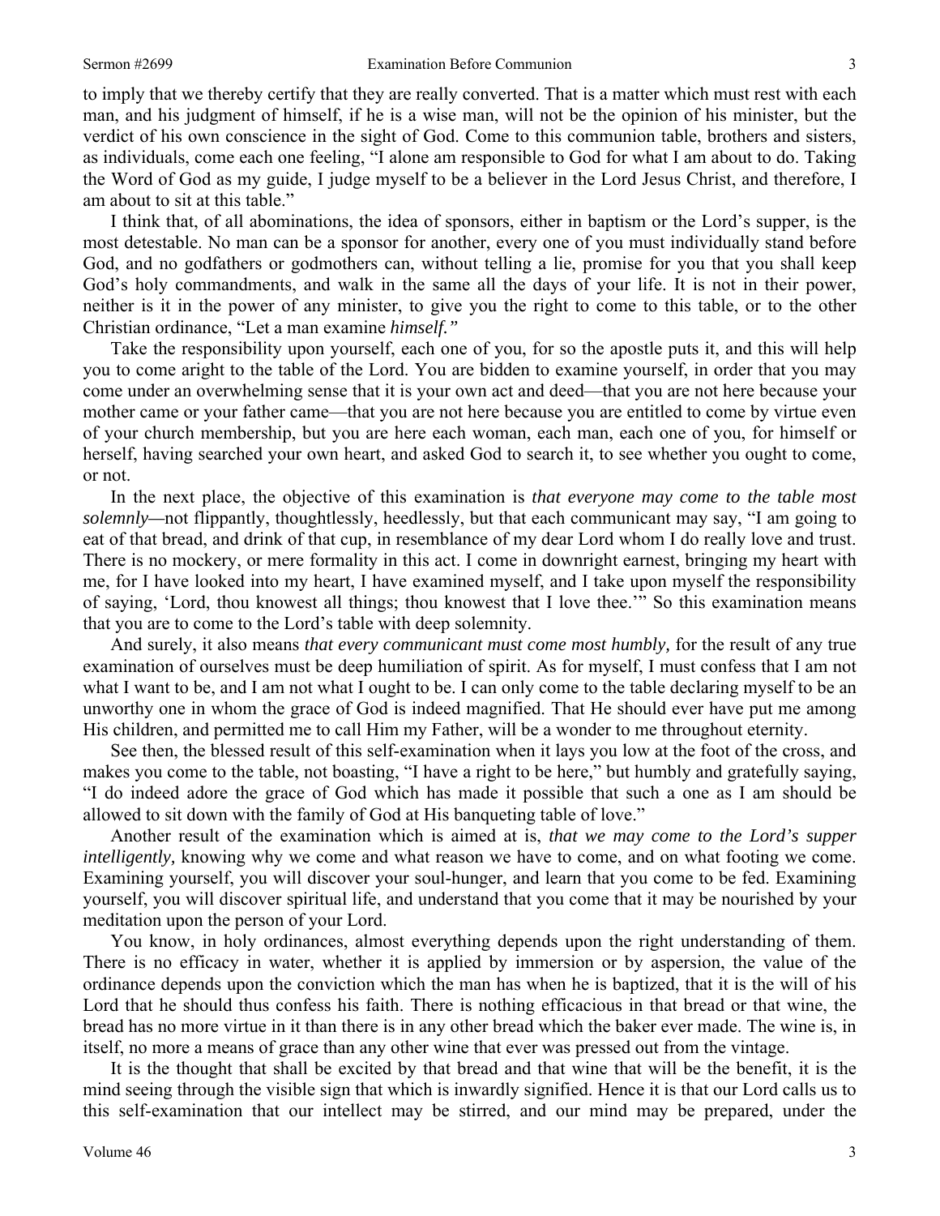to imply that we thereby certify that they are really converted. That is a matter which must rest with each man, and his judgment of himself, if he is a wise man, will not be the opinion of his minister, but the verdict of his own conscience in the sight of God. Come to this communion table, brothers and sisters, as individuals, come each one feeling, "I alone am responsible to God for what I am about to do. Taking the Word of God as my guide, I judge myself to be a believer in the Lord Jesus Christ, and therefore, I am about to sit at this table."

I think that, of all abominations, the idea of sponsors, either in baptism or the Lord's supper, is the most detestable. No man can be a sponsor for another, every one of you must individually stand before God, and no godfathers or godmothers can, without telling a lie, promise for you that you shall keep God's holy commandments, and walk in the same all the days of your life. It is not in their power, neither is it in the power of any minister, to give you the right to come to this table, or to the other Christian ordinance, "Let a man examine *himself."*

Take the responsibility upon yourself, each one of you, for so the apostle puts it, and this will help you to come aright to the table of the Lord. You are bidden to examine yourself, in order that you may come under an overwhelming sense that it is your own act and deed—that you are not here because your mother came or your father came—that you are not here because you are entitled to come by virtue even of your church membership, but you are here each woman, each man, each one of you, for himself or herself, having searched your own heart, and asked God to search it, to see whether you ought to come, or not.

In the next place, the objective of this examination is *that everyone may come to the table most solemnly—*not flippantly, thoughtlessly, heedlessly, but that each communicant may say, "I am going to eat of that bread, and drink of that cup, in resemblance of my dear Lord whom I do really love and trust. There is no mockery, or mere formality in this act. I come in downright earnest, bringing my heart with me, for I have looked into my heart, I have examined myself, and I take upon myself the responsibility of saying, 'Lord, thou knowest all things; thou knowest that I love thee.'" So this examination means that you are to come to the Lord's table with deep solemnity.

And surely, it also means *that every communicant must come most humbly,* for the result of any true examination of ourselves must be deep humiliation of spirit. As for myself, I must confess that I am not what I want to be, and I am not what I ought to be. I can only come to the table declaring myself to be an unworthy one in whom the grace of God is indeed magnified. That He should ever have put me among His children, and permitted me to call Him my Father, will be a wonder to me throughout eternity.

See then, the blessed result of this self-examination when it lays you low at the foot of the cross, and makes you come to the table, not boasting, "I have a right to be here," but humbly and gratefully saying, "I do indeed adore the grace of God which has made it possible that such a one as I am should be allowed to sit down with the family of God at His banqueting table of love."

Another result of the examination which is aimed at is, *that we may come to the Lord's supper intelligently,* knowing why we come and what reason we have to come, and on what footing we come. Examining yourself, you will discover your soul-hunger, and learn that you come to be fed. Examining yourself, you will discover spiritual life, and understand that you come that it may be nourished by your meditation upon the person of your Lord.

You know, in holy ordinances, almost everything depends upon the right understanding of them. There is no efficacy in water, whether it is applied by immersion or by aspersion, the value of the ordinance depends upon the conviction which the man has when he is baptized, that it is the will of his Lord that he should thus confess his faith. There is nothing efficacious in that bread or that wine, the bread has no more virtue in it than there is in any other bread which the baker ever made. The wine is, in itself, no more a means of grace than any other wine that ever was pressed out from the vintage.

It is the thought that shall be excited by that bread and that wine that will be the benefit, it is the mind seeing through the visible sign that which is inwardly signified. Hence it is that our Lord calls us to this self-examination that our intellect may be stirred, and our mind may be prepared, under the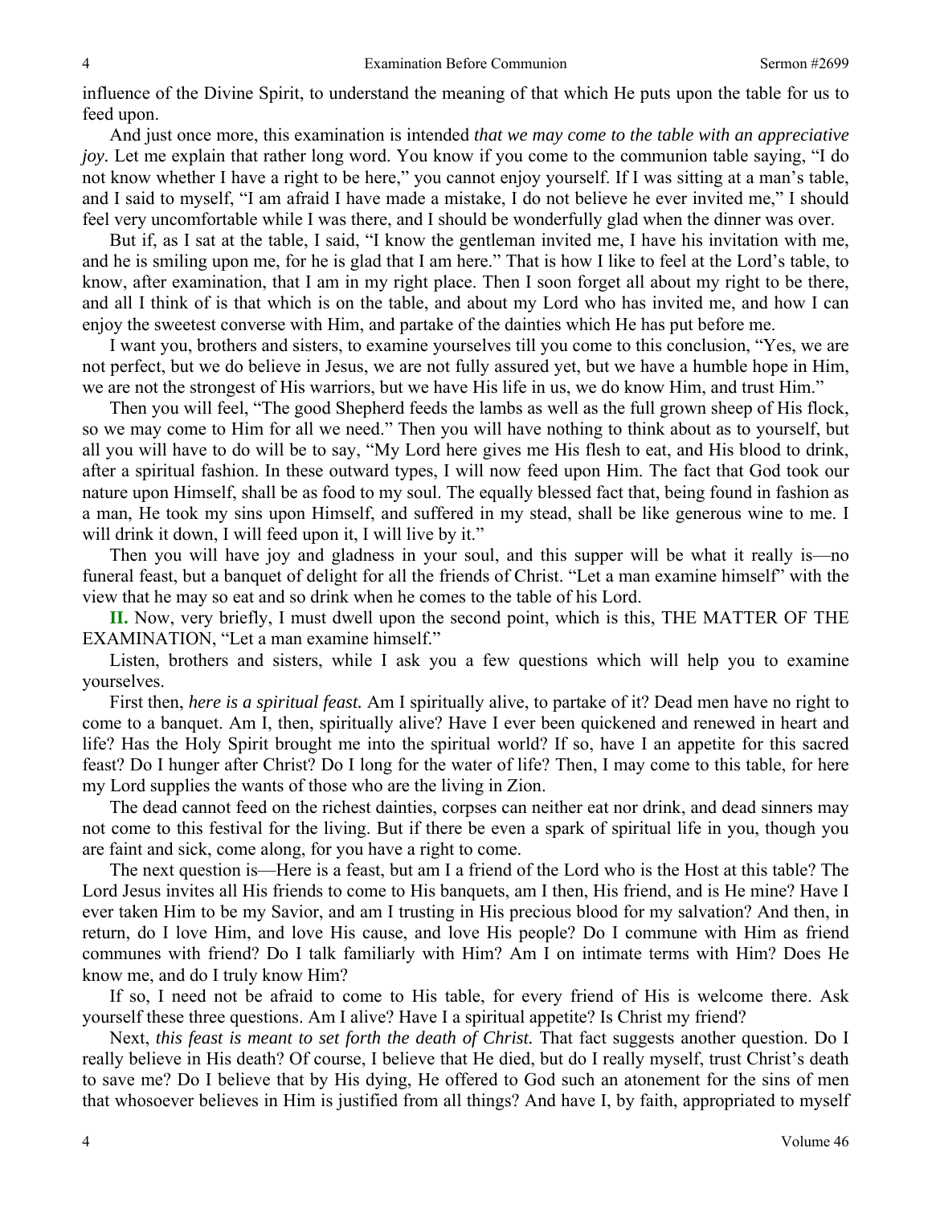influence of the Divine Spirit, to understand the meaning of that which He puts upon the table for us to feed upon.

And just once more, this examination is intended *that we may come to the table with an appreciative joy.* Let me explain that rather long word. You know if you come to the communion table saying, "I do not know whether I have a right to be here," you cannot enjoy yourself. If I was sitting at a man's table, and I said to myself, "I am afraid I have made a mistake, I do not believe he ever invited me," I should feel very uncomfortable while I was there, and I should be wonderfully glad when the dinner was over.

But if, as I sat at the table, I said, "I know the gentleman invited me, I have his invitation with me, and he is smiling upon me, for he is glad that I am here." That is how I like to feel at the Lord's table, to know, after examination, that I am in my right place. Then I soon forget all about my right to be there, and all I think of is that which is on the table, and about my Lord who has invited me, and how I can enjoy the sweetest converse with Him, and partake of the dainties which He has put before me.

I want you, brothers and sisters, to examine yourselves till you come to this conclusion, "Yes, we are not perfect, but we do believe in Jesus, we are not fully assured yet, but we have a humble hope in Him, we are not the strongest of His warriors, but we have His life in us, we do know Him, and trust Him."

Then you will feel, "The good Shepherd feeds the lambs as well as the full grown sheep of His flock, so we may come to Him for all we need." Then you will have nothing to think about as to yourself, but all you will have to do will be to say, "My Lord here gives me His flesh to eat, and His blood to drink, after a spiritual fashion. In these outward types, I will now feed upon Him. The fact that God took our nature upon Himself, shall be as food to my soul. The equally blessed fact that, being found in fashion as a man, He took my sins upon Himself, and suffered in my stead, shall be like generous wine to me. I will drink it down, I will feed upon it, I will live by it."

Then you will have joy and gladness in your soul, and this supper will be what it really is—no funeral feast, but a banquet of delight for all the friends of Christ. "Let a man examine himself" with the view that he may so eat and so drink when he comes to the table of his Lord.

**II.** Now, very briefly, I must dwell upon the second point, which is this, THE MATTER OF THE EXAMINATION, "Let a man examine himself."

Listen, brothers and sisters, while I ask you a few questions which will help you to examine yourselves.

First then, *here is a spiritual feast.* Am I spiritually alive, to partake of it? Dead men have no right to come to a banquet. Am I, then, spiritually alive? Have I ever been quickened and renewed in heart and life? Has the Holy Spirit brought me into the spiritual world? If so, have I an appetite for this sacred feast? Do I hunger after Christ? Do I long for the water of life? Then, I may come to this table, for here my Lord supplies the wants of those who are the living in Zion.

The dead cannot feed on the richest dainties, corpses can neither eat nor drink, and dead sinners may not come to this festival for the living. But if there be even a spark of spiritual life in you, though you are faint and sick, come along, for you have a right to come.

The next question is—Here is a feast, but am I a friend of the Lord who is the Host at this table? The Lord Jesus invites all His friends to come to His banquets, am I then, His friend, and is He mine? Have I ever taken Him to be my Savior, and am I trusting in His precious blood for my salvation? And then, in return, do I love Him, and love His cause, and love His people? Do I commune with Him as friend communes with friend? Do I talk familiarly with Him? Am I on intimate terms with Him? Does He know me, and do I truly know Him?

If so, I need not be afraid to come to His table, for every friend of His is welcome there. Ask yourself these three questions. Am I alive? Have I a spiritual appetite? Is Christ my friend?

Next, *this feast is meant to set forth the death of Christ.* That fact suggests another question. Do I really believe in His death? Of course, I believe that He died, but do I really myself, trust Christ's death to save me? Do I believe that by His dying, He offered to God such an atonement for the sins of men that whosoever believes in Him is justified from all things? And have I, by faith, appropriated to myself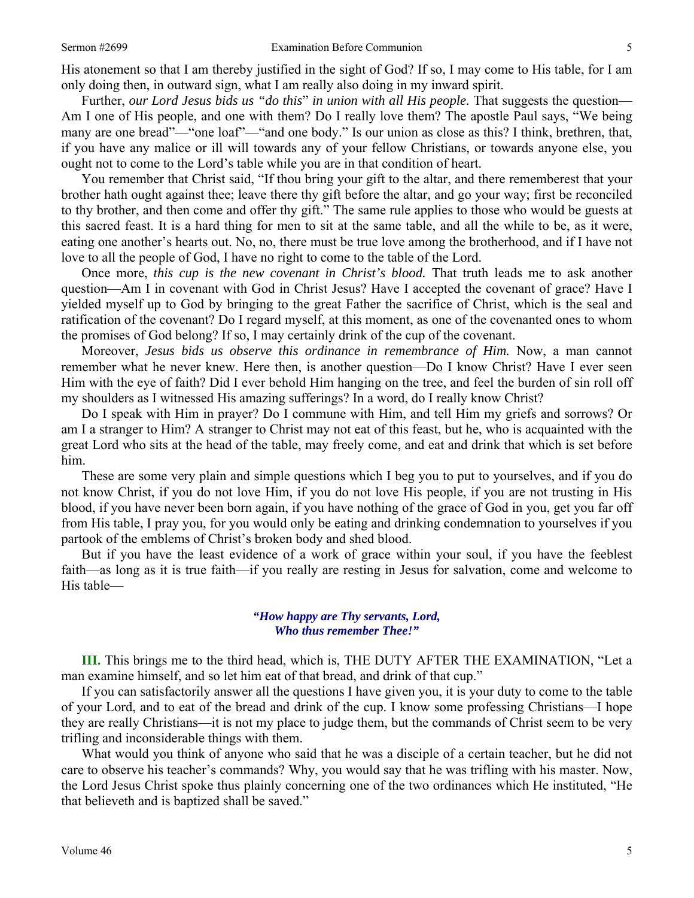His atonement so that I am thereby justified in the sight of God? If so, I may come to His table, for I am only doing then, in outward sign, what I am really also doing in my inward spirit.

Further, *our Lord Jesus bids us "do this" in union with all His people.* That suggests the question—Am I one of His people, and one with them? Do I really love them? The apostle Paul says, "We being many are one bread"—"one loaf"—"and one body." Is our union as close as this? I think, brethren, that, if you have any malice or ill will towards any of your fellow Christians, or towards anyone else, you ought not to come to the Lord's table while you are in that condition of heart.

You remember that Christ said, "If thou bring your gift to the altar, and there rememberest that your brother hath ought against thee; leave there thy gift before the altar, and go your way; first be reconciled to thy brother, and then come and offer thy gift." The same rule applies to those who would be guests at this sacred feast. It is a hard thing for men to sit at the same table, and all the while to be, as it were, eating one another's hearts out. No, no, there must be true love among the brotherhood, and if I have not love to all the people of God, I have no right to come to the table of the Lord.

Once more, *this cup is the new covenant in Christ's blood.* That truth leads me to ask another question—Am I in covenant with God in Christ Jesus? Have I accepted the covenant of grace? Have I yielded myself up to God by bringing to the great Father the sacrifice of Christ, which is the seal and ratification of the covenant? Do I regard myself, at this moment, as one of the covenanted ones to whom the promises of God belong? If so, I may certainly drink of the cup of the covenant.

Moreover, *Jesus bids us observe this ordinance in remembrance of Him.* Now, a man cannot remember what he never knew. Here then, is another question—Do I know Christ? Have I ever seen Him with the eye of faith? Did I ever behold Him hanging on the tree, and feel the burden of sin roll off my shoulders as I witnessed His amazing sufferings? In a word, do I really know Christ?

Do I speak with Him in prayer? Do I commune with Him, and tell Him my griefs and sorrows? Or am I a stranger to Him? A stranger to Christ may not eat of this feast, but he, who is acquainted with the great Lord who sits at the head of the table, may freely come, and eat and drink that which is set before him.

These are some very plain and simple questions which I beg you to put to yourselves, and if you do not know Christ, if you do not love Him, if you do not love His people, if you are not trusting in His blood, if you have never been born again, if you have nothing of the grace of God in you, get you far off from His table, I pray you, for you would only be eating and drinking condemnation to yourselves if you partook of the emblems of Christ's broken body and shed blood.

But if you have the least evidence of a work of grace within your soul, if you have the feeblest faith—as long as it is true faith—if you really are resting in Jesus for salvation, come and welcome to His table—

> ***"How happy are Thy servants, Lord,***
> ***Who thus remember Thee!"***

**III.** This brings me to the third head, which is, THE DUTY AFTER THE EXAMINATION, "Let a man examine himself, and so let him eat of that bread, and drink of that cup."

If you can satisfactorily answer all the questions I have given you, it is your duty to come to the table of your Lord, and to eat of the bread and drink of the cup. I know some professing Christians—I hope they are really Christians—it is not my place to judge them, but the commands of Christ seem to be very trifling and inconsiderable things with them.

What would you think of anyone who said that he was a disciple of a certain teacher, but he did not care to observe his teacher's commands? Why, you would say that he was trifling with his master. Now, the Lord Jesus Christ spoke thus plainly concerning one of the two ordinances which He instituted, "He that believeth and is baptized shall be saved."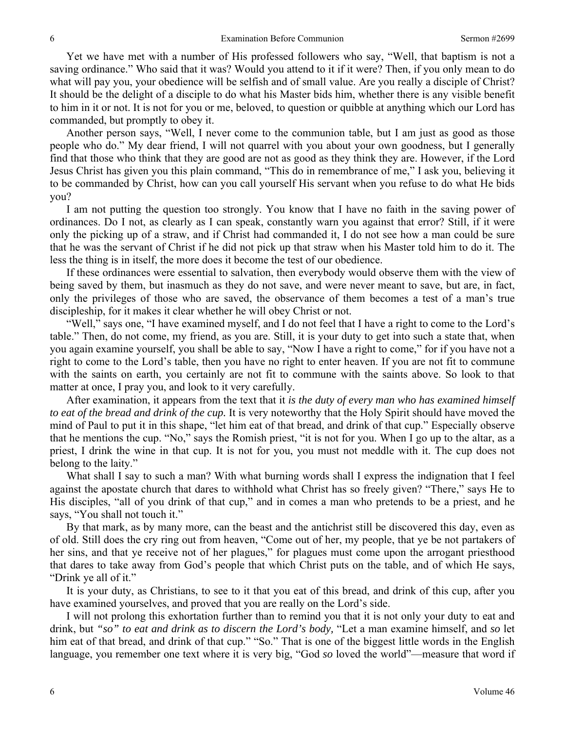Yet we have met with a number of His professed followers who say, "Well, that baptism is not a saving ordinance." Who said that it was? Would you attend to it if it were? Then, if you only mean to do what will pay you, your obedience will be selfish and of small value. Are you really a disciple of Christ? It should be the delight of a disciple to do what his Master bids him, whether there is any visible benefit to him in it or not. It is not for you or me, beloved, to question or quibble at anything which our Lord has commanded, but promptly to obey it.

Another person says, "Well, I never come to the communion table, but I am just as good as those people who do." My dear friend, I will not quarrel with you about your own goodness, but I generally find that those who think that they are good are not as good as they think they are. However, if the Lord Jesus Christ has given you this plain command, "This do in remembrance of me," I ask you, believing it to be commanded by Christ, how can you call yourself His servant when you refuse to do what He bids you?

I am not putting the question too strongly. You know that I have no faith in the saving power of ordinances. Do I not, as clearly as I can speak, constantly warn you against that error? Still, if it were only the picking up of a straw, and if Christ had commanded it, I do not see how a man could be sure that he was the servant of Christ if he did not pick up that straw when his Master told him to do it. The less the thing is in itself, the more does it become the test of our obedience.

If these ordinances were essential to salvation, then everybody would observe them with the view of being saved by them, but inasmuch as they do not save, and were never meant to save, but are, in fact, only the privileges of those who are saved, the observance of them becomes a test of a man's true discipleship, for it makes it clear whether he will obey Christ or not.

"Well," says one, "I have examined myself, and I do not feel that I have a right to come to the Lord's table." Then, do not come, my friend, as you are. Still, it is your duty to get into such a state that, when you again examine yourself, you shall be able to say, "Now I have a right to come," for if you have not a right to come to the Lord's table, then you have no right to enter heaven. If you are not fit to commune with the saints on earth, you certainly are not fit to commune with the saints above. So look to that matter at once, I pray you, and look to it very carefully.

After examination, it appears from the text that it *is the duty of every man who has examined himself to eat of the bread and drink of the cup.* It is very noteworthy that the Holy Spirit should have moved the mind of Paul to put it in this shape, "let him eat of that bread, and drink of that cup." Especially observe that he mentions the cup. "No," says the Romish priest, "it is not for you. When I go up to the altar, as a priest, I drink the wine in that cup. It is not for you, you must not meddle with it. The cup does not belong to the laity."

What shall I say to such a man? With what burning words shall I express the indignation that I feel against the apostate church that dares to withhold what Christ has so freely given? "There," says He to His disciples, "all of you drink of that cup," and in comes a man who pretends to be a priest, and he says, "You shall not touch it."

By that mark, as by many more, can the beast and the antichrist still be discovered this day, even as of old. Still does the cry ring out from heaven, "Come out of her, my people, that ye be not partakers of her sins, and that ye receive not of her plagues," for plagues must come upon the arrogant priesthood that dares to take away from God's people that which Christ puts on the table, and of which He says, "Drink ye all of it."

It is your duty, as Christians, to see to it that you eat of this bread, and drink of this cup, after you have examined yourselves, and proved that you are really on the Lord's side.

I will not prolong this exhortation further than to remind you that it is not only your duty to eat and drink, but *"so" to eat and drink as to discern the Lord's body,* "Let a man examine himself, and *so* let him eat of that bread, and drink of that cup." "So." That is one of the biggest little words in the English language, you remember one text where it is very big, "God *so* loved the world"—measure that word if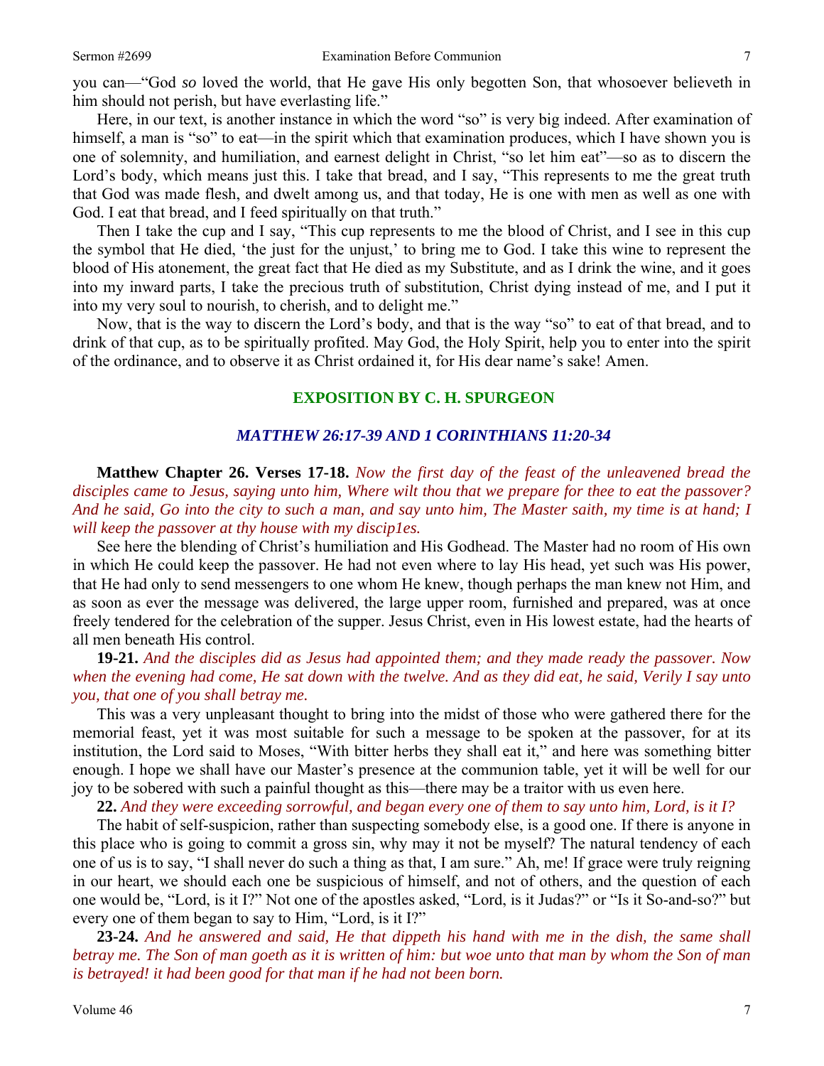you can—"God *so* loved the world, that He gave His only begotten Son, that whosoever believeth in him should not perish, but have everlasting life."

Here, in our text, is another instance in which the word "so" is very big indeed. After examination of himself, a man is "so" to eat—in the spirit which that examination produces, which I have shown you is one of solemnity, and humiliation, and earnest delight in Christ, "so let him eat"—so as to discern the Lord's body, which means just this. I take that bread, and I say, "This represents to me the great truth that God was made flesh, and dwelt among us, and that today, He is one with men as well as one with God. I eat that bread, and I feed spiritually on that truth."

Then I take the cup and I say, "This cup represents to me the blood of Christ, and I see in this cup the symbol that He died, 'the just for the unjust,' to bring me to God. I take this wine to represent the blood of His atonement, the great fact that He died as my Substitute, and as I drink the wine, and it goes into my inward parts, I take the precious truth of substitution, Christ dying instead of me, and I put it into my very soul to nourish, to cherish, and to delight me."

Now, that is the way to discern the Lord's body, and that is the way "so" to eat of that bread, and to drink of that cup, as to be spiritually profited. May God, the Holy Spirit, help you to enter into the spirit of the ordinance, and to observe it as Christ ordained it, for His dear name's sake! Amen.

## EXPOSITION BY C. H. SPURGEON

### *MATTHEW 26:17-39 AND 1 CORINTHIANS 11:20-34*

**Matthew Chapter 26. Verses 17-18.** *Now the first day of the feast of the unleavened bread the disciples came to Jesus, saying unto him, Where wilt thou that we prepare for thee to eat the passover? And he said, Go into the city to such a man, and say unto him, The Master saith, my time is at hand; I will keep the passover at thy house with my discip1es.*

See here the blending of Christ's humiliation and His Godhead. The Master had no room of His own in which He could keep the passover. He had not even where to lay His head, yet such was His power, that He had only to send messengers to one whom He knew, though perhaps the man knew not Him, and as soon as ever the message was delivered, the large upper room, furnished and prepared, was at once freely tendered for the celebration of the supper. Jesus Christ, even in His lowest estate, had the hearts of all men beneath His control.

**19-21.** *And the disciples did as Jesus had appointed them; and they made ready the passover. Now when the evening had come, He sat down with the twelve. And as they did eat, he said, Verily I say unto you, that one of you shall betray me.*

This was a very unpleasant thought to bring into the midst of those who were gathered there for the memorial feast, yet it was most suitable for such a message to be spoken at the passover, for at its institution, the Lord said to Moses, "With bitter herbs they shall eat it," and here was something bitter enough. I hope we shall have our Master's presence at the communion table, yet it will be well for our joy to be sobered with such a painful thought as this—there may be a traitor with us even here.

**22.** *And they were exceeding sorrowful, and began every one of them to say unto him, Lord, is it I?*

The habit of self-suspicion, rather than suspecting somebody else, is a good one. If there is anyone in this place who is going to commit a gross sin, why may it not be myself? The natural tendency of each one of us is to say, "I shall never do such a thing as that, I am sure." Ah, me! If grace were truly reigning in our heart, we should each one be suspicious of himself, and not of others, and the question of each one would be, "Lord, is it I?" Not one of the apostles asked, "Lord, is it Judas?" or "Is it So-and-so?" but every one of them began to say to Him, "Lord, is it I?"

**23-24.** *And he answered and said, He that dippeth his hand with me in the dish, the same shall betray me. The Son of man goeth as it is written of him: but woe unto that man by whom the Son of man is betrayed! it had been good for that man if he had not been born.*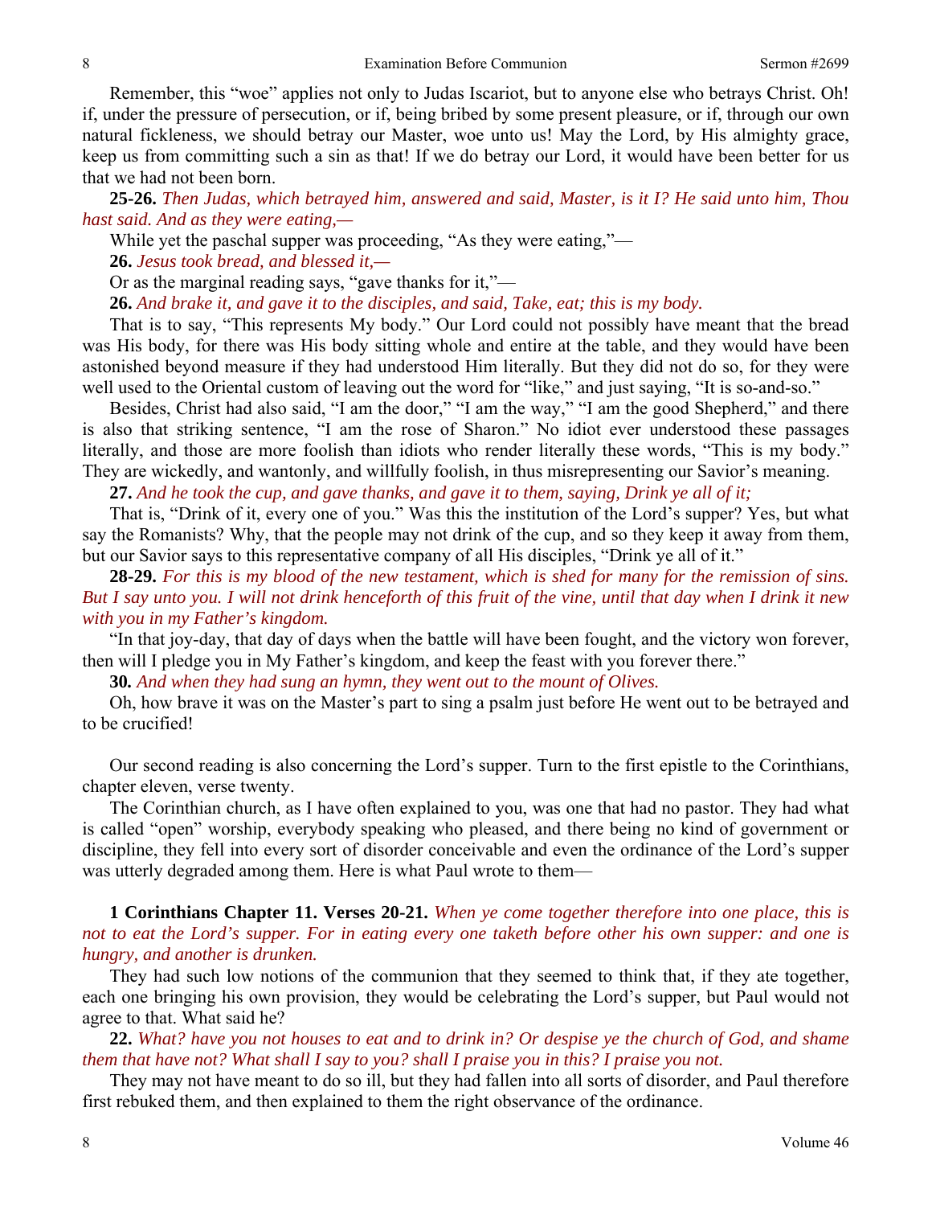Remember, this "woe" applies not only to Judas Iscariot, but to anyone else who betrays Christ. Oh! if, under the pressure of persecution, or if, being bribed by some present pleasure, or if, through our own natural fickleness, we should betray our Master, woe unto us! May the Lord, by His almighty grace, keep us from committing such a sin as that! If we do betray our Lord, it would have been better for us that we had not been born.

**25-26.** *Then Judas, which betrayed him, answered and said, Master, is it I? He said unto him, Thou hast said. And as they were eating,—*

While yet the paschal supper was proceeding, "As they were eating,"—

**26.** *Jesus took bread, and blessed it,—*

Or as the marginal reading says, "gave thanks for it,"—

**26.** *And brake it, and gave it to the disciples, and said, Take, eat; this is my body.*

That is to say, "This represents My body." Our Lord could not possibly have meant that the bread was His body, for there was His body sitting whole and entire at the table, and they would have been astonished beyond measure if they had understood Him literally. But they did not do so, for they were well used to the Oriental custom of leaving out the word for "like," and just saying, "It is so-and-so."

Besides, Christ had also said, "I am the door," "I am the way," "I am the good Shepherd," and there is also that striking sentence, "I am the rose of Sharon." No idiot ever understood these passages literally, and those are more foolish than idiots who render literally these words, "This is my body." They are wickedly, and wantonly, and willfully foolish, in thus misrepresenting our Savior's meaning.

**27.** *And he took the cup, and gave thanks, and gave it to them, saying, Drink ye all of it;*

That is, "Drink of it, every one of you." Was this the institution of the Lord's supper? Yes, but what say the Romanists? Why, that the people may not drink of the cup, and so they keep it away from them, but our Savior says to this representative company of all His disciples, "Drink ye all of it."

**28-29.** *For this is my blood of the new testament, which is shed for many for the remission of sins. But I say unto you. I will not drink henceforth of this fruit of the vine, until that day when I drink it new with you in my Father's kingdom.*

"In that joy-day, that day of days when the battle will have been fought, and the victory won forever, then will I pledge you in My Father's kingdom, and keep the feast with you forever there."

**30.** *And when they had sung an hymn, they went out to the mount of Olives.*

Oh, how brave it was on the Master's part to sing a psalm just before He went out to be betrayed and to be crucified!

Our second reading is also concerning the Lord's supper. Turn to the first epistle to the Corinthians, chapter eleven, verse twenty.

The Corinthian church, as I have often explained to you, was one that had no pastor. They had what is called "open" worship, everybody speaking who pleased, and there being no kind of government or discipline, they fell into every sort of disorder conceivable and even the ordinance of the Lord's supper was utterly degraded among them. Here is what Paul wrote to them—

**1 Corinthians Chapter 11. Verses 20-21.** *When ye come together therefore into one place, this is not to eat the Lord's supper. For in eating every one taketh before other his own supper: and one is hungry, and another is drunken.*

They had such low notions of the communion that they seemed to think that, if they ate together, each one bringing his own provision, they would be celebrating the Lord's supper, but Paul would not agree to that. What said he?

**22.** *What? have you not houses to eat and to drink in? Or despise ye the church of God, and shame them that have not? What shall I say to you? shall I praise you in this? I praise you not.*

They may not have meant to do so ill, but they had fallen into all sorts of disorder, and Paul therefore first rebuked them, and then explained to them the right observance of the ordinance.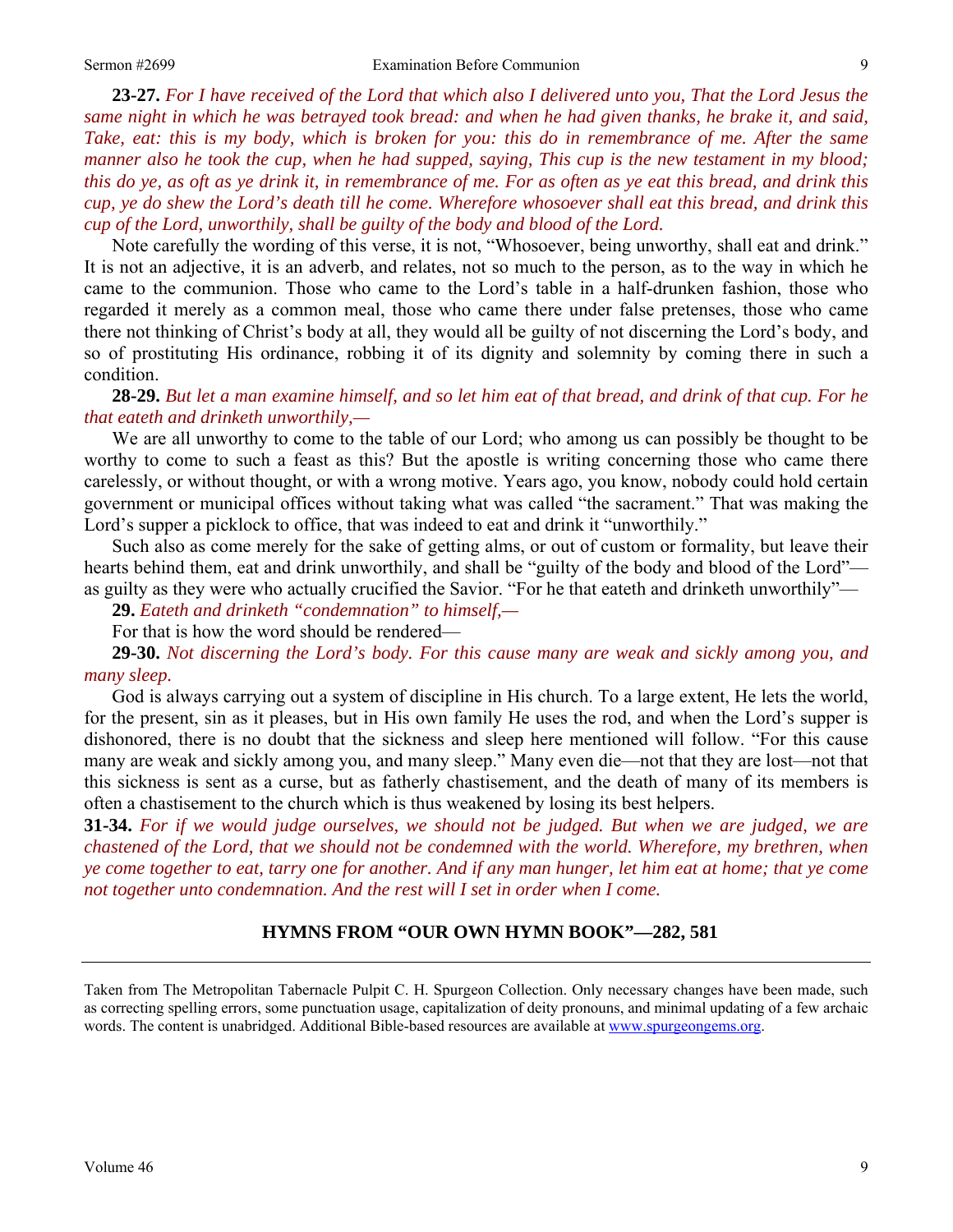**23-27.** *For I have received of the Lord that which also I delivered unto you, That the Lord Jesus the same night in which he was betrayed took bread: and when he had given thanks, he brake it, and said, Take, eat: this is my body, which is broken for you: this do in remembrance of me. After the same manner also he took the cup, when he had supped, saying, This cup is the new testament in my blood; this do ye, as oft as ye drink it, in remembrance of me. For as often as ye eat this bread, and drink this cup, ye do shew the Lord's death till he come. Wherefore whosoever shall eat this bread, and drink this cup of the Lord, unworthily, shall be guilty of the body and blood of the Lord.*

Note carefully the wording of this verse, it is not, "Whosoever, being unworthy, shall eat and drink." It is not an adjective, it is an adverb, and relates, not so much to the person, as to the way in which he came to the communion. Those who came to the Lord's table in a half-drunken fashion, those who regarded it merely as a common meal, those who came there under false pretenses, those who came there not thinking of Christ's body at all, they would all be guilty of not discerning the Lord's body, and so of prostituting His ordinance, robbing it of its dignity and solemnity by coming there in such a condition.

**28-29.** *But let a man examine himself, and so let him eat of that bread, and drink of that cup. For he that eateth and drinketh unworthily,—*

We are all unworthy to come to the table of our Lord; who among us can possibly be thought to be worthy to come to such a feast as this? But the apostle is writing concerning those who came there carelessly, or without thought, or with a wrong motive. Years ago, you know, nobody could hold certain government or municipal offices without taking what was called "the sacrament." That was making the Lord's supper a picklock to office, that was indeed to eat and drink it "unworthily."

Such also as come merely for the sake of getting alms, or out of custom or formality, but leave their hearts behind them, eat and drink unworthily, and shall be "guilty of the body and blood of the Lord"—as guilty as they were who actually crucified the Savior. "For he that eateth and drinketh unworthily"—

**29.** *Eateth and drinketh "condemnation" to himself,—*

For that is how the word should be rendered—

**29-30.** *Not discerning the Lord's body. For this cause many are weak and sickly among you, and many sleep.*

God is always carrying out a system of discipline in His church. To a large extent, He lets the world, for the present, sin as it pleases, but in His own family He uses the rod, and when the Lord's supper is dishonored, there is no doubt that the sickness and sleep here mentioned will follow. "For this cause many are weak and sickly among you, and many sleep." Many even die—not that they are lost—not that this sickness is sent as a curse, but as fatherly chastisement, and the death of many of its members is often a chastisement to the church which is thus weakened by losing its best helpers.

**31-34.** *For if we would judge ourselves, we should not be judged. But when we are judged, we are chastened of the Lord, that we should not be condemned with the world. Wherefore, my brethren, when ye come together to eat, tarry one for another. And if any man hunger, let him eat at home; that ye come not together unto condemnation. And the rest will I set in order when I come.*

## HYMNS FROM "OUR OWN HYMN BOOK"—282, 581

---

Taken from The Metropolitan Tabernacle Pulpit C. H. Spurgeon Collection. Only necessary changes have been made, such as correcting spelling errors, some punctuation usage, capitalization of deity pronouns, and minimal updating of a few archaic words. The content is unabridged. Additional Bible-based resources are available at www.spurgeongems.org.